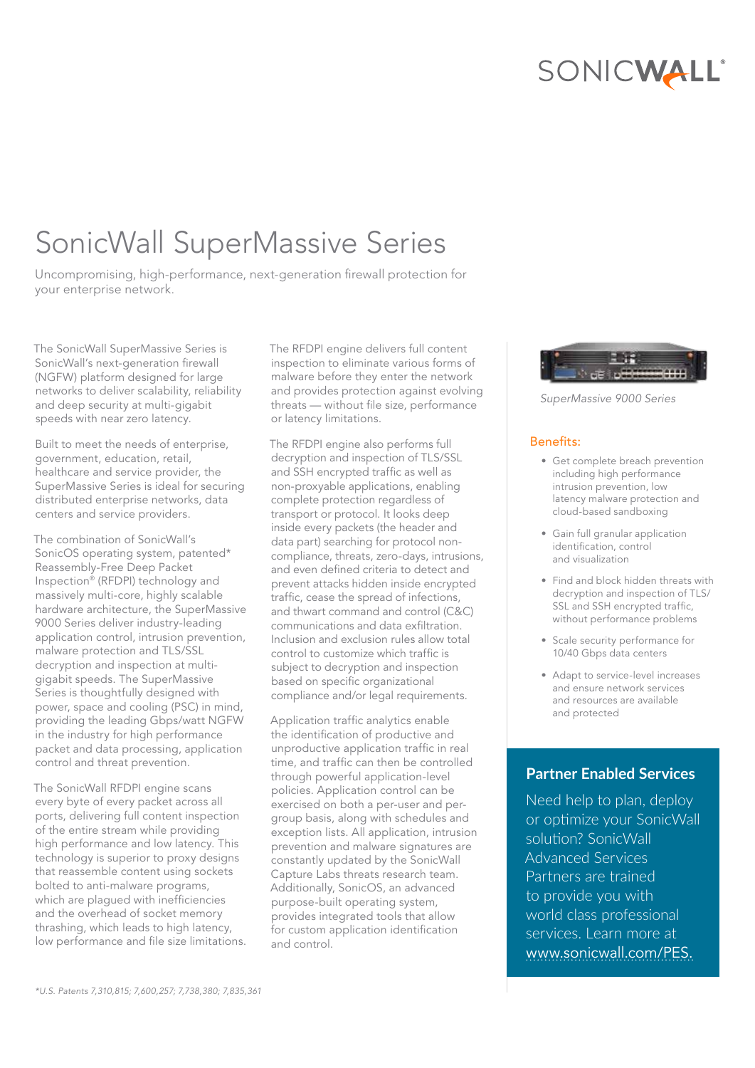# SonicWall SuperMassive Series

Uncompromising, high-performance, next-generation firewall protection for your enterprise network.

The SonicWall SuperMassive Series is SonicWall's next-generation firewall (NGFW) platform designed for large networks to deliver scalability, reliability and deep security at multi-gigabit speeds with near zero latency.

Built to meet the needs of enterprise, government, education, retail, healthcare and service provider, the SuperMassive Series is ideal for securing distributed enterprise networks, data centers and service providers.

The combination of SonicWall's SonicOS operating system, patented* Reassembly-Free Deep Packet Inspection® (RFDPI) technology and massively multi-core, highly scalable hardware architecture, the SuperMassive 9000 Series deliver industry-leading application control, intrusion prevention, malware protection and TLS/SSL decryption and inspection at multi-gigabit speeds. The SuperMassive Series is thoughtfully designed with power, space and cooling (PSC) in mind, providing the leading Gbps/watt NGFW in the industry for high performance packet and data processing, application control and threat prevention.

The SonicWall RFDPI engine scans every byte of every packet across all ports, delivering full content inspection of the entire stream while providing high performance and low latency. This technology is superior to proxy designs that reassemble content using sockets bolted to anti-malware programs, which are plagued with inefficiencies and the overhead of socket memory thrashing, which leads to high latency, low performance and file size limitations.

The RFDPI engine delivers full content inspection to eliminate various forms of malware before they enter the network and provides protection against evolving threats — without file size, performance or latency limitations.

The RFDPI engine also performs full decryption and inspection of TLS/SSL and SSH encrypted traffic as well as non-proxyable applications, enabling complete protection regardless of transport or protocol. It looks deep inside every packets (the header and data part) searching for protocol non-compliance, threats, zero-days, intrusions, and even defined criteria to detect and prevent attacks hidden inside encrypted traffic, cease the spread of infections, and thwart command and control (C&C) communications and data exfiltration. Inclusion and exclusion rules allow total control to customize which traffic is subject to decryption and inspection based on specific organizational compliance and/or legal requirements.

Application traffic analytics enable the identification of productive and unproductive application traffic in real time, and traffic can then be controlled through powerful application-level policies. Application control can be exercised on both a per-user and per-group basis, along with schedules and exception lists. All application, intrusion prevention and malware signatures are constantly updated by the SonicWall Capture Labs threats research team. Additionally, SonicOS, an advanced purpose-built operating system, provides integrated tools that allow for custom application identification and control.

*SuperMassive 9000 Series*

## Benefits:

- Get complete breach prevention including high performance intrusion prevention, low latency malware protection and cloud-based sandboxing
- Gain full granular application identification, control and visualization
- Find and block hidden threats with decryption and inspection of TLS/SSL and SSH encrypted traffic, without performance problems
- Scale security performance for 10/40 Gbps data centers
- Adapt to service-level increases and ensure network services and resources are available and protected

## Partner Enabled Services

Need help to plan, deploy or optimize your SonicWall solution? SonicWall Advanced Services Partners are trained to provide you with world class professional services. Learn more at www.sonicwall.com/PES.

*U.S. Patents 7,310,815; 7,600,257; 7,738,380; 7,835,361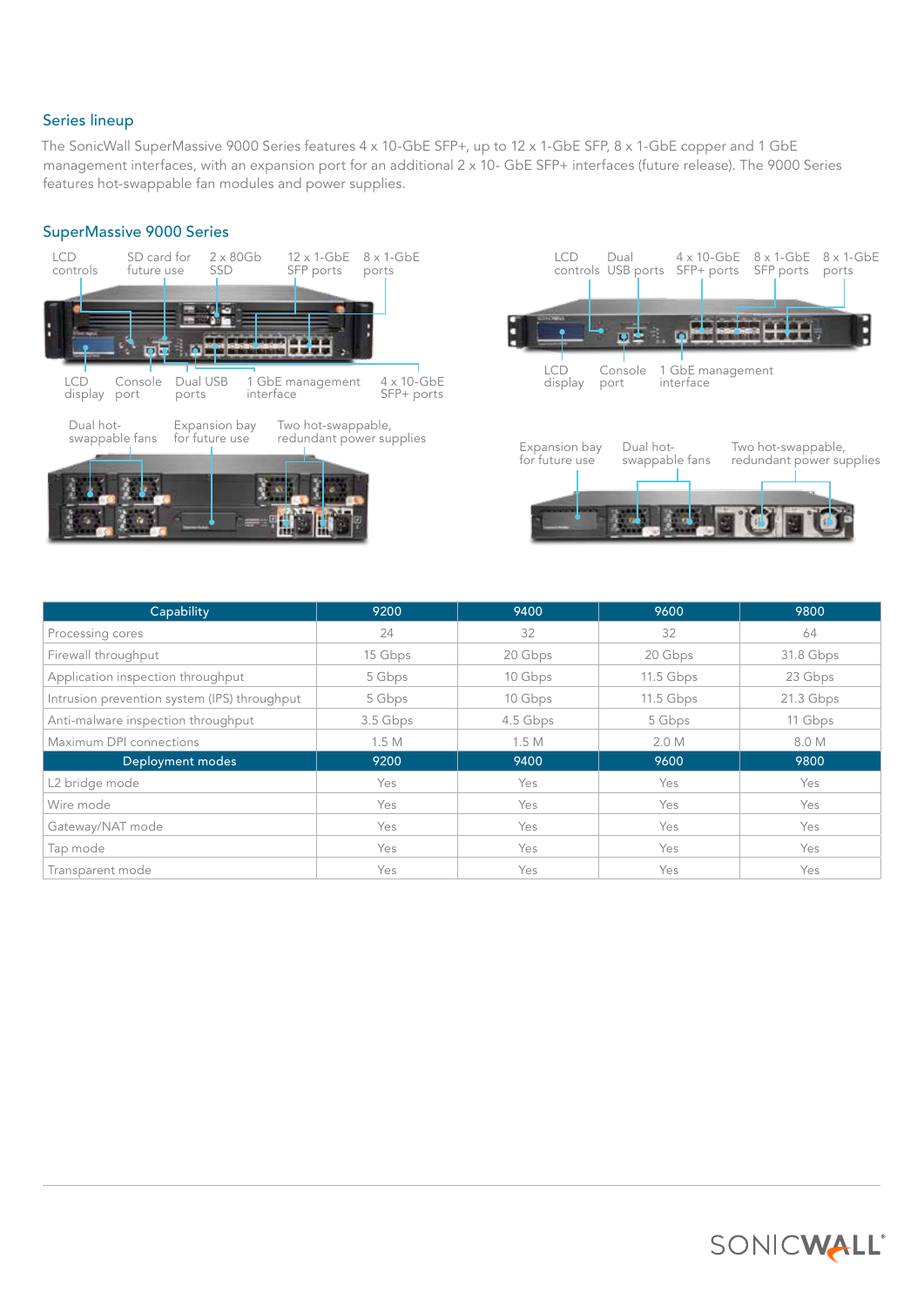## Series lineup

The SonicWall SuperMassive 9000 Series features 4 x 10-GbE SFP+, up to 12 x 1-GbE SFP, 8 x 1-GbE copper and 1 GbE management interfaces, with an expansion port for an additional 2 x 10- GbE SFP+ interfaces (future release). The 9000 Series features hot-swappable fan modules and power supplies.

## SuperMassive 9000 Series

LCD controls | SD card for future use | 2 x 80Gb SSD | 12 x 1-GbE SFP ports | 8 x 1-GbE ports

LCD display | Console port | Dual USB ports | 1 GbE management interface | 4 x 10-GbE SFP+ ports

Dual hot-swappable fans | Expansion bay for future use | Two hot-swappable, redundant power supplies

LCD controls | Dual USB ports | 4 x 10-GbE SFP+ ports | 8 x 1-GbE SFP ports | 8 x 1-GbE ports

LCD display | Console port | 1 GbE management interface

Expansion bay for future use | Dual hot-swappable fans | Two hot-swappable, redundant power supplies

| Capability | 9200 | 9400 | 9600 | 9800 |
|---|---|---|---|---|
| Processing cores | 24 | 32 | 32 | 64 |
| Firewall throughput | 15 Gbps | 20 Gbps | 20 Gbps | 31.8 Gbps |
| Application inspection throughput | 5 Gbps | 10 Gbps | 11.5 Gbps | 23 Gbps |
| Intrusion prevention system (IPS) throughput | 5 Gbps | 10 Gbps | 11.5 Gbps | 21.3 Gbps |
| Anti-malware inspection throughput | 3.5 Gbps | 4.5 Gbps | 5 Gbps | 11 Gbps |
| Maximum DPI connections | 1.5 M | 1.5 M | 2.0 M | 8.0 M |
| **Deployment modes** | **9200** | **9400** | **9600** | **9800** |
| L2 bridge mode | Yes | Yes | Yes | Yes |
| Wire mode | Yes | Yes | Yes | Yes |
| Gateway/NAT mode | Yes | Yes | Yes | Yes |
| Tap mode | Yes | Yes | Yes | Yes |
| Transparent mode | Yes | Yes | Yes | Yes |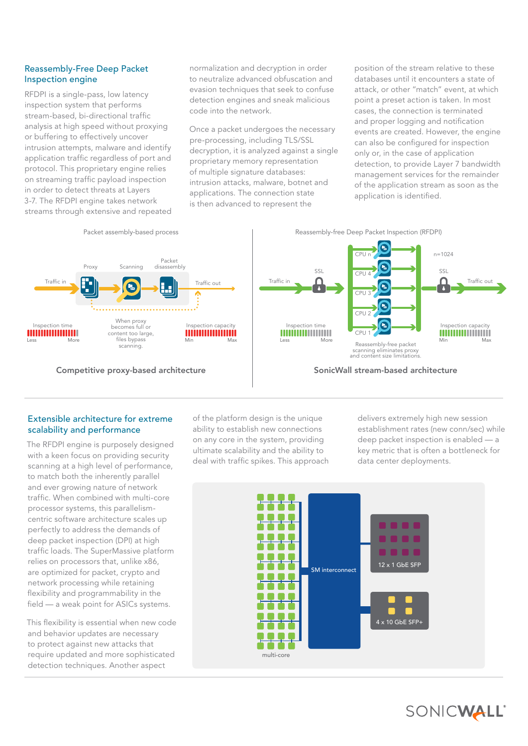## Reassembly-Free Deep Packet Inspection engine

RFDPI is a single-pass, low latency inspection system that performs stream-based, bi-directional traffic analysis at high speed without proxying or buffering to effectively uncover intrusion attempts, malware and identify application traffic regardless of port and protocol. This proprietary engine relies on streaming traffic payload inspection in order to detect threats at Layers 3-7. The RFDPI engine takes network streams through extensive and repeated normalization and decryption in order to neutralize advanced obfuscation and evasion techniques that seek to confuse detection engines and sneak malicious code into the network.

Once a packet undergoes the necessary pre-processing, including TLS/SSL decryption, it is analyzed against a single proprietary memory representation of multiple signature databases: intrusion attacks, malware, botnet and applications. The connection state is then advanced to represent the position of the stream relative to these databases until it encounters a state of attack, or other "match" event, at which point a preset action is taken. In most cases, the connection is terminated and proper logging and notification events are created. However, the engine can also be configured for inspection only or, in the case of application detection, to provide Layer 7 bandwidth management services for the remainder of the application stream as soon as the application is identified.

Packet assembly-based process

Proxy | Scanning | Packet disassembly

Traffic in | Traffic out

Inspection time: Less — More

When proxy becomes full or content too large, files bypass scanning.

Inspection capacity: Min — Max

**Competitive proxy-based architecture**

Reassembly-free Deep Packet Inspection (RFDPI)

Traffic in | SSL | CPU n | CPU 4 | CPU 3 | CPU 2 | CPU 1 | n=1024 | SSL | Traffic out

Inspection time: Less — More

Reassembly-free packet scanning eliminates proxy and content size limitations.

Inspection capacity: Min — Max

**SonicWall stream-based architecture**

## Extensible architecture for extreme scalability and performance

The RFDPI engine is purposely designed with a keen focus on providing security scanning at a high level of performance, to match both the inherently parallel and ever growing nature of network traffic. When combined with multi-core processor systems, this parallelism-centric software architecture scales up perfectly to address the demands of deep packet inspection (DPI) at high traffic loads. The SuperMassive platform relies on processors that, unlike x86, are optimized for packet, crypto and network processing while retaining flexibility and programmability in the field — a weak point for ASICs systems.

This flexibility is essential when new code and behavior updates are necessary to protect against new attacks that require updated and more sophisticated detection techniques. Another aspect of the platform design is the unique ability to establish new connections on any core in the system, providing ultimate scalability and the ability to deal with traffic spikes. This approach delivers extremely high new session establishment rates (new conn/sec) while deep packet inspection is enabled — a key metric that is often a bottleneck for data center deployments.

multi-core | SM interconnect | 12 x 1 GbE SFP | 4 x 10 GbE SFP+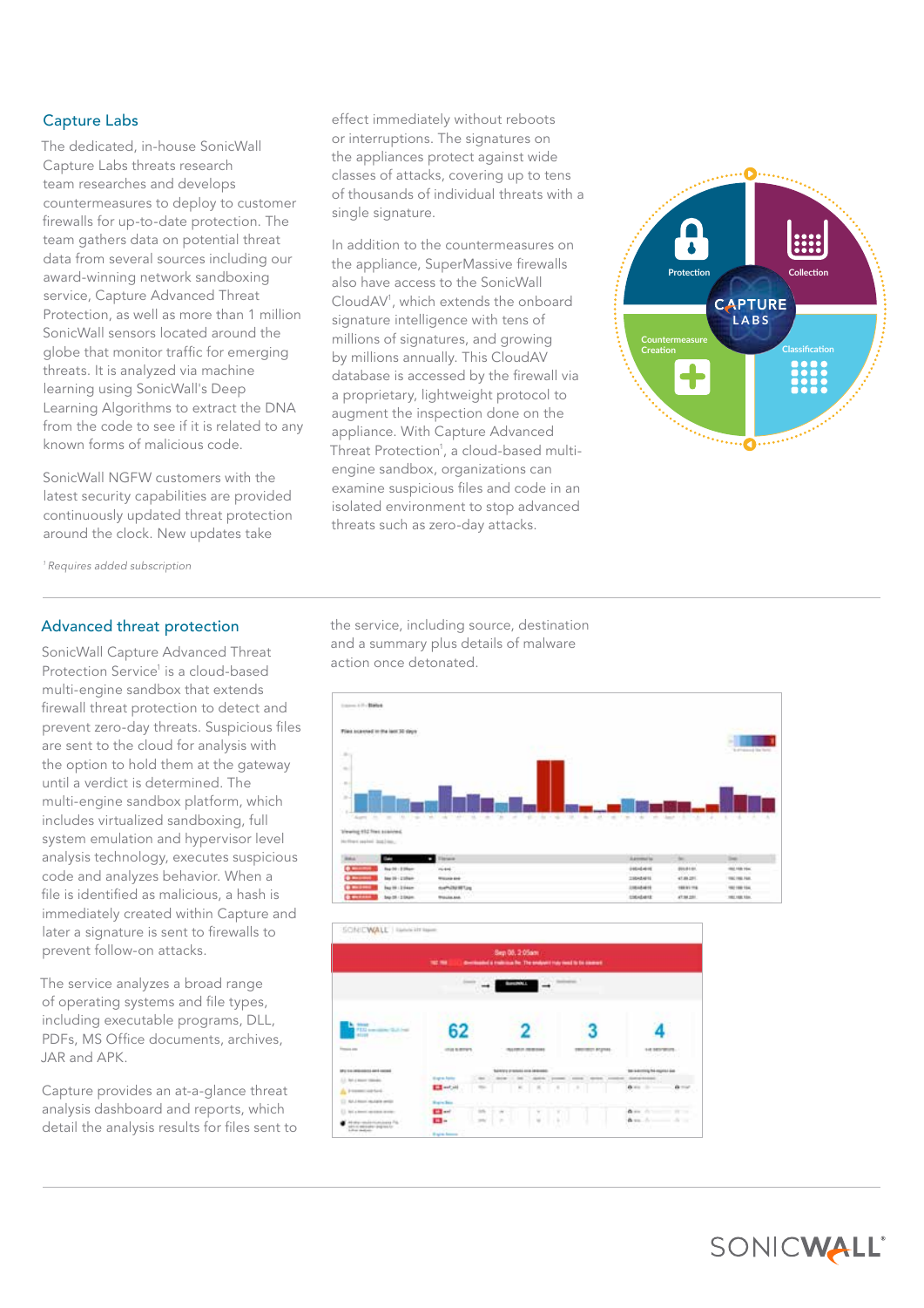## Capture Labs

The dedicated, in-house SonicWall Capture Labs threats research team researches and develops countermeasures to deploy to customer firewalls for up-to-date protection. The team gathers data on potential threat data from several sources including our award-winning network sandboxing service, Capture Advanced Threat Protection, as well as more than 1 million SonicWall sensors located around the globe that monitor traffic for emerging threats. It is analyzed via machine learning using SonicWall's Deep Learning Algorithms to extract the DNA from the code to see if it is related to any known forms of malicious code.

SonicWall NGFW customers with the latest security capabilities are provided continuously updated threat protection around the clock. New updates take effect immediately without reboots or interruptions. The signatures on the appliances protect against wide classes of attacks, covering up to tens of thousands of individual threats with a single signature.

In addition to the countermeasures on the appliance, SuperMassive firewalls also have access to the SonicWall CloudAV[1], which extends the onboard signature intelligence with tens of millions of signatures, and growing by millions annually. This CloudAV database is accessed by the firewall via a proprietary, lightweight protocol to augment the inspection done on the appliance. With Capture Advanced Threat Protection[1], a cloud-based multi-engine sandbox, organizations can examine suspicious files and code in an isolated environment to stop advanced threats such as zero-day attacks.

*[1] Requires added subscription*

## Advanced threat protection

SonicWall Capture Advanced Threat Protection Service[1] is a cloud-based multi-engine sandbox that extends firewall threat protection to detect and prevent zero-day threats. Suspicious files are sent to the cloud for analysis with the option to hold them at the gateway until a verdict is determined. The multi-engine sandbox platform, which includes virtualized sandboxing, full system emulation and hypervisor level analysis technology, executes suspicious code and analyzes behavior. When a file is identified as malicious, a hash is immediately created within Capture and later a signature is sent to firewalls to prevent follow-on attacks.

The service analyzes a broad range of operating systems and file types, including executable programs, DLL, PDFs, MS Office documents, archives, JAR and APK.

Capture provides an at-a-glance threat analysis dashboard and reports, which detail the analysis results for files sent to the service, including source, destination and a summary plus details of malware action once detonated.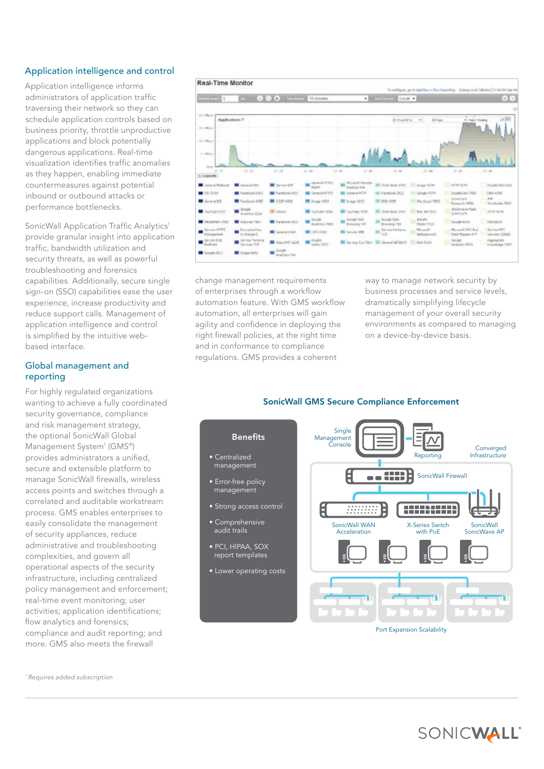## Application intelligence and control

Application intelligence informs administrators of application traffic traversing their network so they can schedule application controls based on business priority, throttle unproductive applications and block potentially dangerous applications. Real-time visualization identifies traffic anomalies as they happen, enabling immediate countermeasures against potential inbound or outbound attacks or performance bottlenecks.

SonicWall Application Traffic Analytics[1] provide granular insight into application traffic, bandwidth utilization and security threats, as well as powerful troubleshooting and forensics capabilities. Additionally, secure single sign-on (SSO) capabilities ease the user experience, increase productivity and reduce support calls. Management of application intelligence and control is simplified by the intuitive web-based interface.

## Global management and reporting

For highly regulated organizations wanting to achieve a fully coordinated security governance, compliance and risk management strategy, the optional SonicWall Global Management System[1] (GMS®) provides administrators a unified, secure and extensible platform to manage SonicWall firewalls, wireless access points and switches through a correlated and auditable workstream process. GMS enables enterprises to easily consolidate the management of security appliances, reduce administrative and troubleshooting complexities, and govern all operational aspects of the security infrastructure, including centralized policy management and enforcement; real-time event monitoring; user activities; application identifications; flow analytics and forensics; compliance and audit reporting; and more. GMS also meets the firewall change management requirements of enterprises through a workflow automation feature. With GMS workflow automation, all enterprises will gain agility and confidence in deploying the right firewall policies, at the right time and in conformance to compliance regulations. GMS provides a coherent way to manage network security by business processes and service levels, dramatically simplifying lifecycle management of your overall security environments as compared to managing on a device-by-device basis.

### SonicWall GMS Secure Compliance Enforcement

**Benefits**

- Centralized management
- Error-free policy management
- Strong access control
- Comprehensive audit trails
- PCI, HIPAA, SOX report templates
- Lower operating costs

Single Management Console | Reporting | Converged Infrastructure | SonicWall Firewall | SonicWall WAN Acceleration | X-Series Switch with PoE | SonicWall SonicWave AP | Port Expansion Scalability

[1] *Requires added subscription*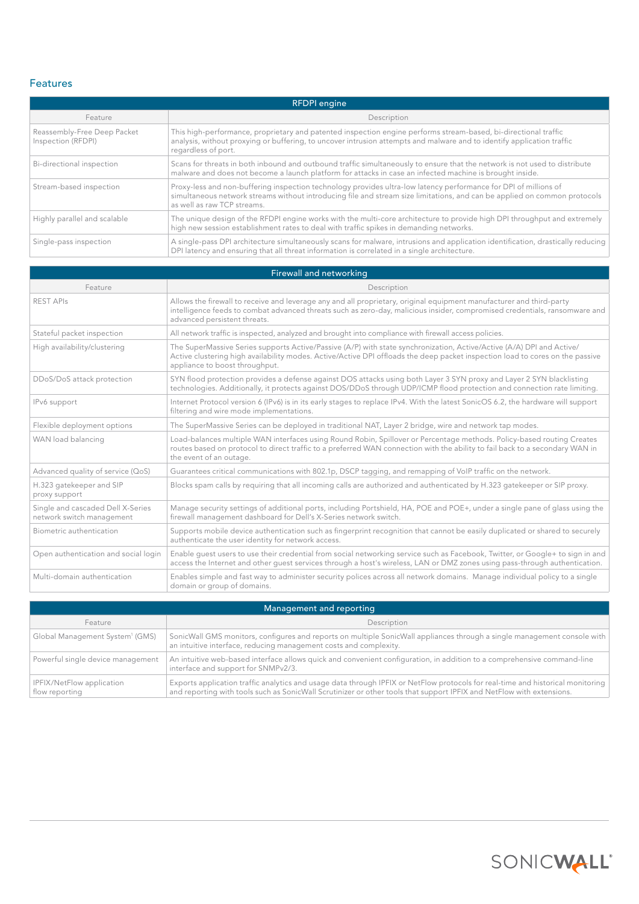## Features

| RFDPI engine | |
|---|---|
| Feature | Description |
| Reassembly-Free Deep Packet Inspection (RFDPI) | This high-performance, proprietary and patented inspection engine performs stream-based, bi-directional traffic analysis, without proxying or buffering, to uncover intrusion attempts and malware and to identify application traffic regardless of port. |
| Bi-directional inspection | Scans for threats in both inbound and outbound traffic simultaneously to ensure that the network is not used to distribute malware and does not become a launch platform for attacks in case an infected machine is brought inside. |
| Stream-based inspection | Proxy-less and non-buffering inspection technology provides ultra-low latency performance for DPI of millions of simultaneous network streams without introducing file and stream size limitations, and can be applied on common protocols as well as raw TCP streams. |
| Highly parallel and scalable | The unique design of the RFDPI engine works with the multi-core architecture to provide high DPI throughput and extremely high new session establishment rates to deal with traffic spikes in demanding networks. |
| Single-pass inspection | A single-pass DPI architecture simultaneously scans for malware, intrusions and application identification, drastically reducing DPI latency and ensuring that all threat information is correlated in a single architecture. |

| Firewall and networking | |
|---|---|
| Feature | Description |
| REST APIs | Allows the firewall to receive and leverage any and all proprietary, original equipment manufacturer and third-party intelligence feeds to combat advanced threats such as zero-day, malicious insider, compromised credentials, ransomware and advanced persistent threats. |
| Stateful packet inspection | All network traffic is inspected, analyzed and brought into compliance with firewall access policies. |
| High availability/clustering | The SuperMassive Series supports Active/Passive (A/P) with state synchronization, Active/Active (A/A) DPI and Active/Active clustering high availability modes. Active/Active DPI offloads the deep packet inspection load to cores on the passive appliance to boost throughput. |
| DDoS/DoS attack protection | SYN flood protection provides a defense against DOS attacks using both Layer 3 SYN proxy and Layer 2 SYN blacklisting technologies. Additionally, it protects against DOS/DDoS through UDP/ICMP flood protection and connection rate limiting. |
| IPv6 support | Internet Protocol version 6 (IPv6) is in its early stages to replace IPv4. With the latest SonicOS 6.2, the hardware will support filtering and wire mode implementations. |
| Flexible deployment options | The SuperMassive Series can be deployed in traditional NAT, Layer 2 bridge, wire and network tap modes. |
| WAN load balancing | Load-balances multiple WAN interfaces using Round Robin, Spillover or Percentage methods. Policy-based routing Creates routes based on protocol to direct traffic to a preferred WAN connection with the ability to fail back to a secondary WAN in the event of an outage. |
| Advanced quality of service (QoS) | Guarantees critical communications with 802.1p, DSCP tagging, and remapping of VoIP traffic on the network. |
| H.323 gatekeeper and SIP proxy support | Blocks spam calls by requiring that all incoming calls are authorized and authenticated by H.323 gatekeeper or SIP proxy. |
| Single and cascaded Dell X-Series network switch management | Manage security settings of additional ports, including Portshield, HA, POE and POE+, under a single pane of glass using the firewall management dashboard for Dell's X-Series network switch. |
| Biometric authentication | Supports mobile device authentication such as fingerprint recognition that cannot be easily duplicated or shared to securely authenticate the user identity for network access. |
| Open authentication and social login | Enable guest users to use their credential from social networking service such as Facebook, Twitter, or Google+ to sign in and access the Internet and other guest services through a host's wireless, LAN or DMZ zones using pass-through authentication. |
| Multi-domain authentication | Enables simple and fast way to administer security polices across all network domains. Manage individual policy to a single domain or group of domains. |

| Management and reporting | |
|---|---|
| Feature | Description |
| Global Management System[1] (GMS) | SonicWall GMS monitors, configures and reports on multiple SonicWall appliances through a single management console with an intuitive interface, reducing management costs and complexity. |
| Powerful single device management | An intuitive web-based interface allows quick and convenient configuration, in addition to a comprehensive command-line interface and support for SNMPv2/3. |
| IPFIX/NetFlow application flow reporting | Exports application traffic analytics and usage data through IPFIX or NetFlow protocols for real-time and historical monitoring and reporting with tools such as SonicWall Scrutinizer or other tools that support IPFIX and NetFlow with extensions. |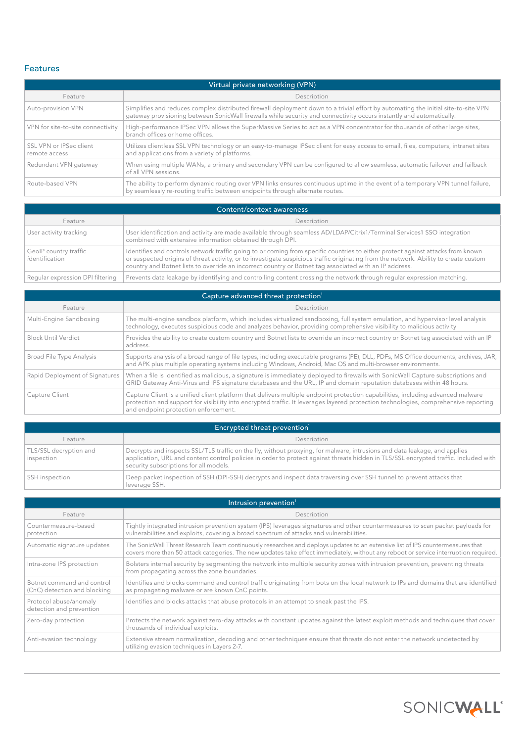## Features

| Virtual private networking (VPN) | |
|---|---|
| Feature | Description |
| Auto-provision VPN | Simplifies and reduces complex distributed firewall deployment down to a trivial effort by automating the initial site-to-site VPN gateway provisioning between SonicWall firewalls while security and connectivity occurs instantly and automatically. |
| VPN for site-to-site connectivity | High-performance IPSec VPN allows the SuperMassive Series to act as a VPN concentrator for thousands of other large sites, branch offices or home offices. |
| SSL VPN or IPSec client remote access | Utilizes clientless SSL VPN technology or an easy-to-manage IPSec client for easy access to email, files, computers, intranet sites and applications from a variety of platforms. |
| Redundant VPN gateway | When using multiple WANs, a primary and secondary VPN can be configured to allow seamless, automatic failover and failback of all VPN sessions. |
| Route-based VPN | The ability to perform dynamic routing over VPN links ensures continuous uptime in the event of a temporary VPN tunnel failure, by seamlessly re-routing traffic between endpoints through alternate routes. |

| Content/context awareness | |
|---|---|
| Feature | Description |
| User activity tracking | User identification and activity are made available through seamless AD/LDAP/Citrix1/Terminal Services1 SSO integration combined with extensive information obtained through DPI. |
| GeoIP country traffic identification | Identifies and controls network traffic going to or coming from specific countries to either protect against attacks from known or suspected origins of threat activity, or to investigate suspicious traffic originating from the network. Ability to create custom country and Botnet lists to override an incorrect country or Botnet tag associated with an IP address. |
| Regular expression DPI filtering | Prevents data leakage by identifying and controlling content crossing the network through regular expression matching. |

| Capture advanced threat protection[1] | |
|---|---|
| Feature | Description |
| Multi-Engine Sandboxing | The multi-engine sandbox platform, which includes virtualized sandboxing, full system emulation, and hypervisor level analysis technology, executes suspicious code and analyzes behavior, providing comprehensive visibility to malicious activity |
| Block Until Verdict | Provides the ability to create custom country and Botnet lists to override an incorrect country or Botnet tag associated with an IP address. |
| Broad File Type Analysis | Supports analysis of a broad range of file types, including executable programs (PE), DLL, PDFs, MS Office documents, archives, JAR, and APK plus multiple operating systems including Windows, Android, Mac OS and multi-browser environments. |
| Rapid Deployment of Signatures | When a file is identified as malicious, a signature is immediately deployed to firewalls with SonicWall Capture subscriptions and GRID Gateway Anti-Virus and IPS signature databases and the URL, IP and domain reputation databases within 48 hours. |
| Capture Client | Capture Client is a unified client platform that delivers multiple endpoint protection capabilities, including advanced malware protection and support for visibility into encrypted traffic. It leverages layered protection technologies, comprehensive reporting and endpoint protection enforcement. |

| Encrypted threat prevention[1] | |
|---|---|
| Feature | Description |
| TLS/SSL decryption and inspection | Decrypts and inspects SSL/TLS traffic on the fly, without proxying, for malware, intrusions and data leakage, and applies application, URL and content control policies in order to protect against threats hidden in TLS/SSL encrypted traffic. Included with security subscriptions for all models. |
| SSH inspection | Deep packet inspection of SSH (DPI-SSH) decrypts and inspect data traversing over SSH tunnel to prevent attacks that leverage SSH. |

| Intrusion prevention[1] | |
|---|---|
| Feature | Description |
| Countermeasure-based protection | Tightly integrated intrusion prevention system (IPS) leverages signatures and other countermeasures to scan packet payloads for vulnerabilities and exploits, covering a broad spectrum of attacks and vulnerabilities. |
| Automatic signature updates | The SonicWall Threat Research Team continuously researches and deploys updates to an extensive list of IPS countermeasures that covers more than 50 attack categories. The new updates take effect immediately, without any reboot or service interruption required. |
| Intra-zone IPS protection | Bolsters internal security by segmenting the network into multiple security zones with intrusion prevention, preventing threats from propagating across the zone boundaries. |
| Botnet command and control (CnC) detection and blocking | Identifies and blocks command and control traffic originating from bots on the local network to IPs and domains that are identified as propagating malware or are known CnC points. |
| Protocol abuse/anomaly detection and prevention | Identifies and blocks attacks that abuse protocols in an attempt to sneak past the IPS. |
| Zero-day protection | Protects the network against zero-day attacks with constant updates against the latest exploit methods and techniques that cover thousands of individual exploits. |
| Anti-evasion technology | Extensive stream normalization, decoding and other techniques ensure that threats do not enter the network undetected by utilizing evasion techniques in Layers 2-7. |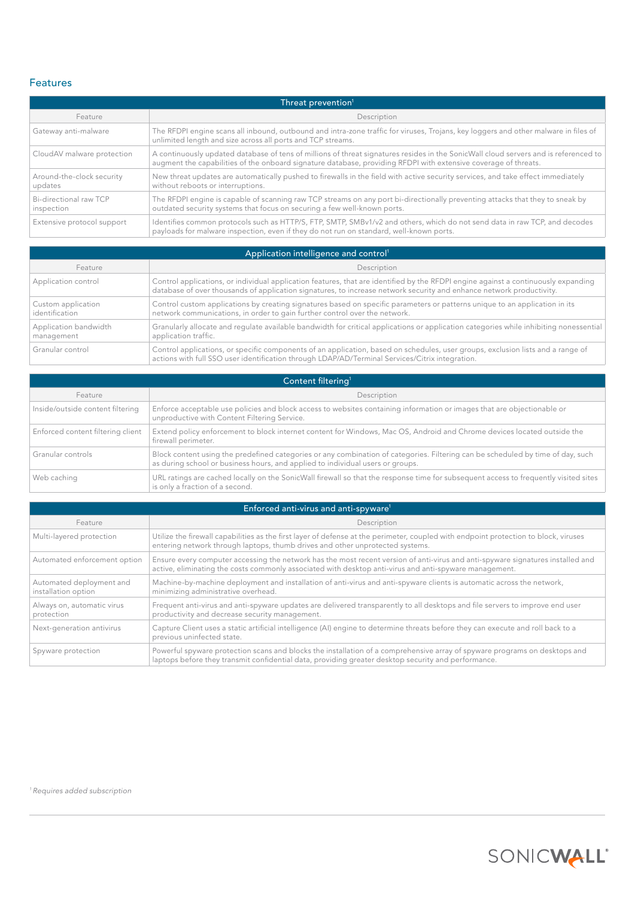## Features

| Threat prevention[1] | |
|---|---|
| Feature | Description |
| Gateway anti-malware | The RFDPI engine scans all inbound, outbound and intra-zone traffic for viruses, Trojans, key loggers and other malware in files of unlimited length and size across all ports and TCP streams. |
| CloudAV malware protection | A continuously updated database of tens of millions of threat signatures resides in the SonicWall cloud servers and is referenced to augment the capabilities of the onboard signature database, providing RFDPI with extensive coverage of threats. |
| Around-the-clock security updates | New threat updates are automatically pushed to firewalls in the field with active security services, and take effect immediately without reboots or interruptions. |
| Bi-directional raw TCP inspection | The RFDPI engine is capable of scanning raw TCP streams on any port bi-directionally preventing attacks that they to sneak by outdated security systems that focus on securing a few well-known ports. |
| Extensive protocol support | Identifies common protocols such as HTTP/S, FTP, SMTP, SMBv1/v2 and others, which do not send data in raw TCP, and decodes payloads for malware inspection, even if they do not run on standard, well-known ports. |

| Application intelligence and control[1] | |
|---|---|
| Feature | Description |
| Application control | Control applications, or individual application features, that are identified by the RFDPI engine against a continuously expanding database of over thousands of application signatures, to increase network security and enhance network productivity. |
| Custom application identification | Control custom applications by creating signatures based on specific parameters or patterns unique to an application in its network communications, in order to gain further control over the network. |
| Application bandwidth management | Granularly allocate and regulate available bandwidth for critical applications or application categories while inhibiting nonessential application traffic. |
| Granular control | Control applications, or specific components of an application, based on schedules, user groups, exclusion lists and a range of actions with full SSO user identification through LDAP/AD/Terminal Services/Citrix integration. |

| Content filtering[1] | |
|---|---|
| Feature | Description |
| Inside/outside content filtering | Enforce acceptable use policies and block access to websites containing information or images that are objectionable or unproductive with Content Filtering Service. |
| Enforced content filtering client | Extend policy enforcement to block internet content for Windows, Mac OS, Android and Chrome devices located outside the firewall perimeter. |
| Granular controls | Block content using the predefined categories or any combination of categories. Filtering can be scheduled by time of day, such as during school or business hours, and applied to individual users or groups. |
| Web caching | URL ratings are cached locally on the SonicWall firewall so that the response time for subsequent access to frequently visited sites is only a fraction of a second. |

| Enforced anti-virus and anti-spyware[1] | |
|---|---|
| Feature | Description |
| Multi-layered protection | Utilize the firewall capabilities as the first layer of defense at the perimeter, coupled with endpoint protection to block, viruses entering network through laptops, thumb drives and other unprotected systems. |
| Automated enforcement option | Ensure every computer accessing the network has the most recent version of anti-virus and anti-spyware signatures installed and active, eliminating the costs commonly associated with desktop anti-virus and anti-spyware management. |
| Automated deployment and installation option | Machine-by-machine deployment and installation of anti-virus and anti-spyware clients is automatic across the network, minimizing administrative overhead. |
| Always on, automatic virus protection | Frequent anti-virus and anti-spyware updates are delivered transparently to all desktops and file servers to improve end user productivity and decrease security management. |
| Next-generation antivirus | Capture Client uses a static artificial intelligence (AI) engine to determine threats before they can execute and roll back to a previous uninfected state. |
| Spyware protection | Powerful spyware protection scans and blocks the installation of a comprehensive array of spyware programs on desktops and laptops before they transmit confidential data, providing greater desktop security and performance. |

[1] *Requires added subscription*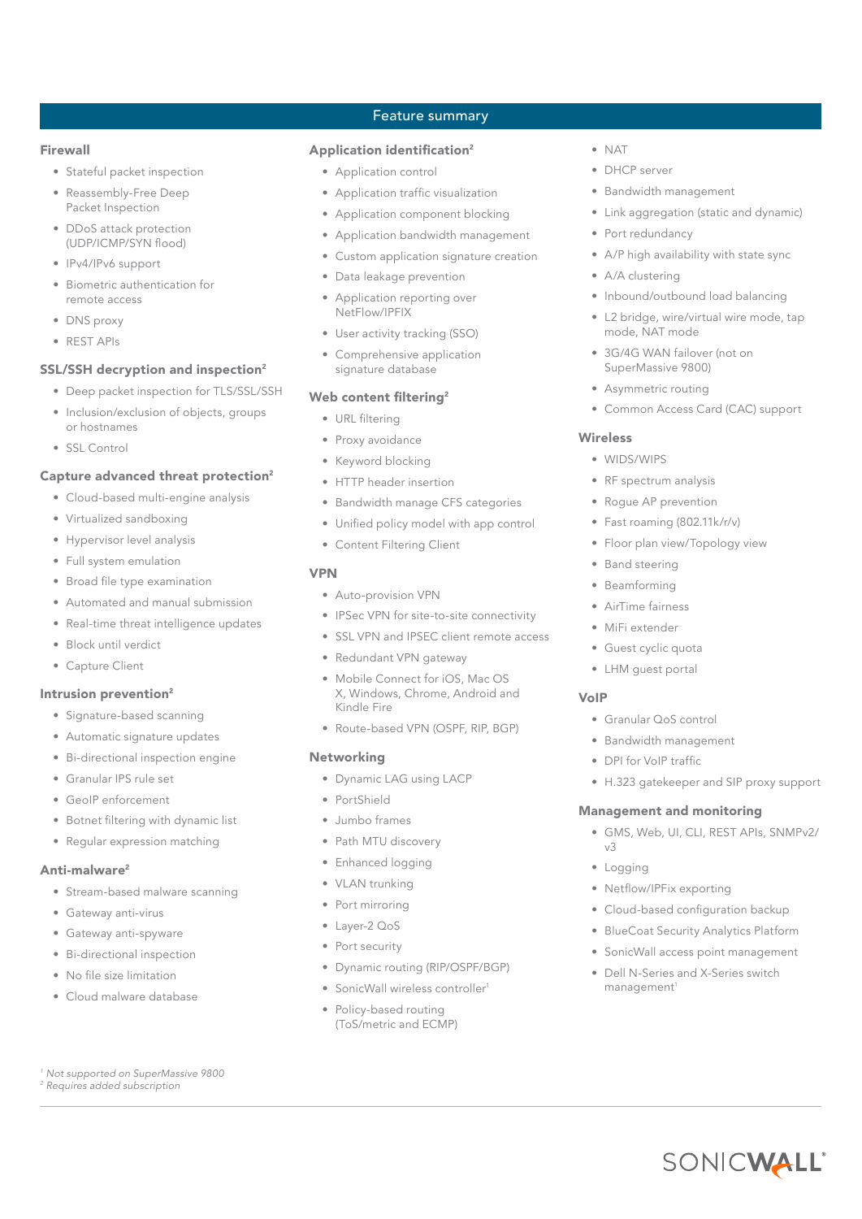## Feature summary

### Firewall

- Stateful packet inspection
- Reassembly-Free Deep Packet Inspection
- DDoS attack protection (UDP/ICMP/SYN flood)
- IPv4/IPv6 support
- Biometric authentication for remote access
- DNS proxy
- REST APIs

### SSL/SSH decryption and inspection[2]

- Deep packet inspection for TLS/SSL/SSH
- Inclusion/exclusion of objects, groups or hostnames
- SSL Control

### Capture advanced threat protection[2]

- Cloud-based multi-engine analysis
- Virtualized sandboxing
- Hypervisor level analysis
- Full system emulation
- Broad file type examination
- Automated and manual submission
- Real-time threat intelligence updates
- Block until verdict
- Capture Client

### Intrusion prevention[2]

- Signature-based scanning
- Automatic signature updates
- Bi-directional inspection engine
- Granular IPS rule set
- GeoIP enforcement
- Botnet filtering with dynamic list
- Regular expression matching

### Anti-malware[2]

- Stream-based malware scanning
- Gateway anti-virus
- Gateway anti-spyware
- Bi-directional inspection
- No file size limitation
- Cloud malware database

### Application identification[2]

- Application control
- Application traffic visualization
- Application component blocking
- Application bandwidth management
- Custom application signature creation
- Data leakage prevention
- Application reporting over NetFlow/IPFIX
- User activity tracking (SSO)
- Comprehensive application signature database

### Web content filtering[2]

- URL filtering
- Proxy avoidance
- Keyword blocking
- HTTP header insertion
- Bandwidth manage CFS categories
- Unified policy model with app control
- Content Filtering Client

### VPN

- Auto-provision VPN
- IPSec VPN for site-to-site connectivity
- SSL VPN and IPSEC client remote access
- Redundant VPN gateway
- Mobile Connect for iOS, Mac OS X, Windows, Chrome, Android and Kindle Fire
- Route-based VPN (OSPF, RIP, BGP)

### Networking

- Dynamic LAG using LACP
- PortShield
- Jumbo frames
- Path MTU discovery
- Enhanced logging
- VLAN trunking
- Port mirroring
- Layer-2 QoS
- Port security
- Dynamic routing (RIP/OSPF/BGP)
- SonicWall wireless controller[1]
- Policy-based routing (ToS/metric and ECMP)
- NAT
- DHCP server
- Bandwidth management
- Link aggregation (static and dynamic)
- Port redundancy
- A/P high availability with state sync
- A/A clustering
- Inbound/outbound load balancing
- L2 bridge, wire/virtual wire mode, tap mode, NAT mode
- 3G/4G WAN failover (not on SuperMassive 9800)
- Asymmetric routing
- Common Access Card (CAC) support

### Wireless

- WIDS/WIPS
- RF spectrum analysis
- Rogue AP prevention
- Fast roaming (802.11k/r/v)
- Floor plan view/Topology view
- Band steering
- Beamforming
- AirTime fairness
- MiFi extender
- Guest cyclic quota
- LHM guest portal

### VoIP

- Granular QoS control
- Bandwidth management
- DPI for VoIP traffic
- H.323 gatekeeper and SIP proxy support

### Management and monitoring

- GMS, Web, UI, CLI, REST APIs, SNMPv2/v3
- Logging
- Netflow/IPFix exporting
- Cloud-based configuration backup
- BlueCoat Security Analytics Platform
- SonicWall access point management
- Dell N-Series and X-Series switch management[1]

*[1] Not supported on SuperMassive 9800*
*[2] Requires added subscription*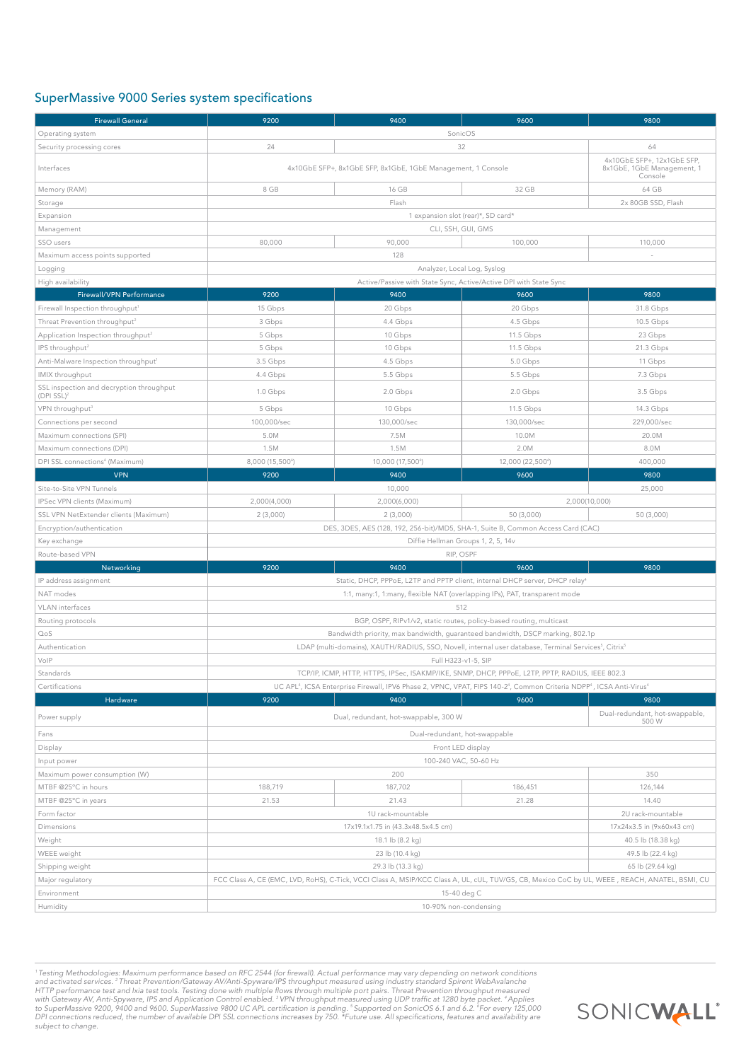## SuperMassive 9000 Series system specifications

| Firewall General | 9200 | 9400 | 9600 | 9800 |
|---|---|---|---|---|
| Operating system | SonicOS | | | |
| Security processing cores | 24 | 32 | | 64 |
| Interfaces | 4x10GbE SFP+, 8x1GbE SFP, 8x1GbE, 1GbE Management, 1 Console | | | 4x10GbE SFP+, 12x1GbE SFP, 8x1GbE, 1GbE Management, 1 Console |
| Memory (RAM) | 8 GB | 16 GB | 32 GB | 64 GB |
| Storage | Flash | | | 2x 80GB SSD, Flash |
| Expansion | 1 expansion slot (rear)*, SD card* | | | |
| Management | CLI, SSH, GUI, GMS | | | |
| SSO users | 80,000 | 90,000 | 100,000 | 110,000 |
| Maximum access points supported | 128 | | | - |
| Logging | Analyzer, Local Log, Syslog | | | |
| High availability | Active/Passive with State Sync, Active/Active DPI with State Sync | | | |
| **Firewall/VPN Performance** | **9200** | **9400** | **9600** | **9800** |
| Firewall Inspection throughput[1] | 15 Gbps | 20 Gbps | 20 Gbps | 31.8 Gbps |
| Threat Prevention throughput[2] | 3 Gbps | 4.4 Gbps | 4.5 Gbps | 10.5 Gbps |
| Application Inspection throughput[2] | 5 Gbps | 10 Gbps | 11.5 Gbps | 23 Gbps |
| IPS throughput[2] | 5 Gbps | 10 Gbps | 11.5 Gbps | 21.3 Gbps |
| Anti-Malware Inspection throughput[1] | 3.5 Gbps | 4.5 Gbps | 5.0 Gbps | 11 Gbps |
| IMIX throughput | 4.4 Gbps | 5.5 Gbps | 5.5 Gbps | 7.3 Gbps |
| SSL inspection and decryption throughput (DPI SSL)[2] | 1.0 Gbps | 2.0 Gbps | 2.0 Gbps | 3.5 Gbps |
| VPN throughput[3] | 5 Gbps | 10 Gbps | 11.5 Gbps | 14.3 Gbps |
| Connections per second | 100,000/sec | 130,000/sec | 130,000/sec | 229,000/sec |
| Maximum connections (SPI) | 5.0M | 7.5M | 10.0M | 20.0M |
| Maximum connections (DPI) | 1.5M | 1.5M | 2.0M | 8.0M |
| DPI SSL connections[6] (Maximum) | 8,000 (15,500[6]) | 10,000 (17,500[6]) | 12,000 (22,500[6]) | 400,000 |
| **VPN** | **9200** | **9400** | **9600** | **9800** |
| Site-to-Site VPN Tunnels | 10,000 | | | 25,000 |
| IPSec VPN clients (Maximum) | 2,000(4,000) | 2,000(6,000) | 2,000(10,000) | |
| SSL VPN NetExtender clients (Maximum) | 2 (3,000) | 2 (3,000) | 50 (3,000) | 50 (3,000) |
| Encryption/authentication | DES, 3DES, AES (128, 192, 256-bit)/MD5, SHA-1, Suite B, Common Access Card (CAC) | | | |
| Key exchange | Diffie Hellman Groups 1, 2, 5, 14v | | | |
| Route-based VPN | RIP, OSPF | | | |
| **Networking** | **9200** | **9400** | **9600** | **9800** |
| IP address assignment | Static, DHCP, PPPoE, L2TP and PPTP client, internal DHCP server, DHCP relay[4] | | | |
| NAT modes | 1:1, many:1, 1:many, flexible NAT (overlapping IPs), PAT, transparent mode | | | |
| VLAN interfaces | 512 | | | |
| Routing protocols | BGP, OSPF, RIPv1/v2, static routes, policy-based routing, multicast | | | |
| QoS | Bandwidth priority, max bandwidth, guaranteed bandwidth, DSCP marking, 802.1p | | | |
| Authentication | LDAP (multi-domains), XAUTH/RADIUS, SSO, Novell, internal user database, Terminal Services[5], Citrix[5] | | | |
| VoIP | Full H323-v1-5, SIP | | | |
| Standards | TCP/IP, ICMP, HTTP, HTTPS, IPSec, ISAKMP/IKE, SNMP, DHCP, PPPoE, L2TP, PPTP, RADIUS, IEEE 802.3 | | | |
| Certifications | UC APL[4], ICSA Enterprise Firewall, IPV6 Phase 2, VPNC, VPAT, FIPS 140-2[4], Common Criteria NDPP[4], ICSA Anti-Virus[4] | | | |
| **Hardware** | **9200** | **9400** | **9600** | **9800** |
| Power supply | Dual, redundant, hot-swappable, 300 W | | | Dual-redundant, hot-swappable, 500 W |
| Fans | Dual-redundant, hot-swappable | | | |
| Display | Front LED display | | | |
| Input power | 100-240 VAC, 50-60 Hz | | | |
| Maximum power consumption (W) | 200 | | | 350 |
| MTBF @25°C in hours | 188,719 | 187,702 | 186,451 | 126,144 |
| MTBF @25°C in years | 21.53 | 21.43 | 21.28 | 14.40 |
| Form factor | 1U rack-mountable | | | 2U rack-mountable |
| Dimensions | 17x19.1x1.75 in (43.3x48.5x4.5 cm) | | | 17x24x3.5 in (9x60x43 cm) |
| Weight | 18.1 lb (8.2 kg) | | | 40.5 lb (18.38 kg) |
| WEEE weight | 23 lb (10.4 kg) | | | 49.5 lb (22.4 kg) |
| Shipping weight | 29.3 lb (13.3 kg) | | | 65 lb (29.64 kg) |
| Major regulatory | FCC Class A, CE (EMC, LVD, RoHS), C-Tick, VCCI Class A, MSIP/KCC Class A, UL, cUL, TUV/GS, CB, Mexico CoC by UL, WEEE , REACH, ANATEL, BSMI, CU | | | |
| Environment | 15-40 deg C | | | |
| Humidity | 10-90% non-condensing | | | |

*[1] Testing Methodologies: Maximum performance based on RFC 2544 (for firewall). Actual performance may vary depending on network conditions and activated services. [2] Threat Prevention/Gateway AV/Anti-Spyware/IPS throughput measured using industry standard Spirent WebAvalanche HTTP performance test and Ixia test tools. Testing done with multiple flows through multiple port pairs. Threat Prevention throughput measured with Gateway AV, Anti-Spyware, IPS and Application Control enabled. [3] VPN throughput measured using UDP traffic at 1280 byte packet. [4] Applies to SuperMassive 9200, 9400 and 9600. SuperMassive 9800 UC APL certification is pending. [5] Supported on SonicOS 6.1 and 6.2. [6] For every 125,000 DPI connections reduced, the number of available DPI SSL connections increases by 750. *Future use. All specifications, features and availability are subject to change.*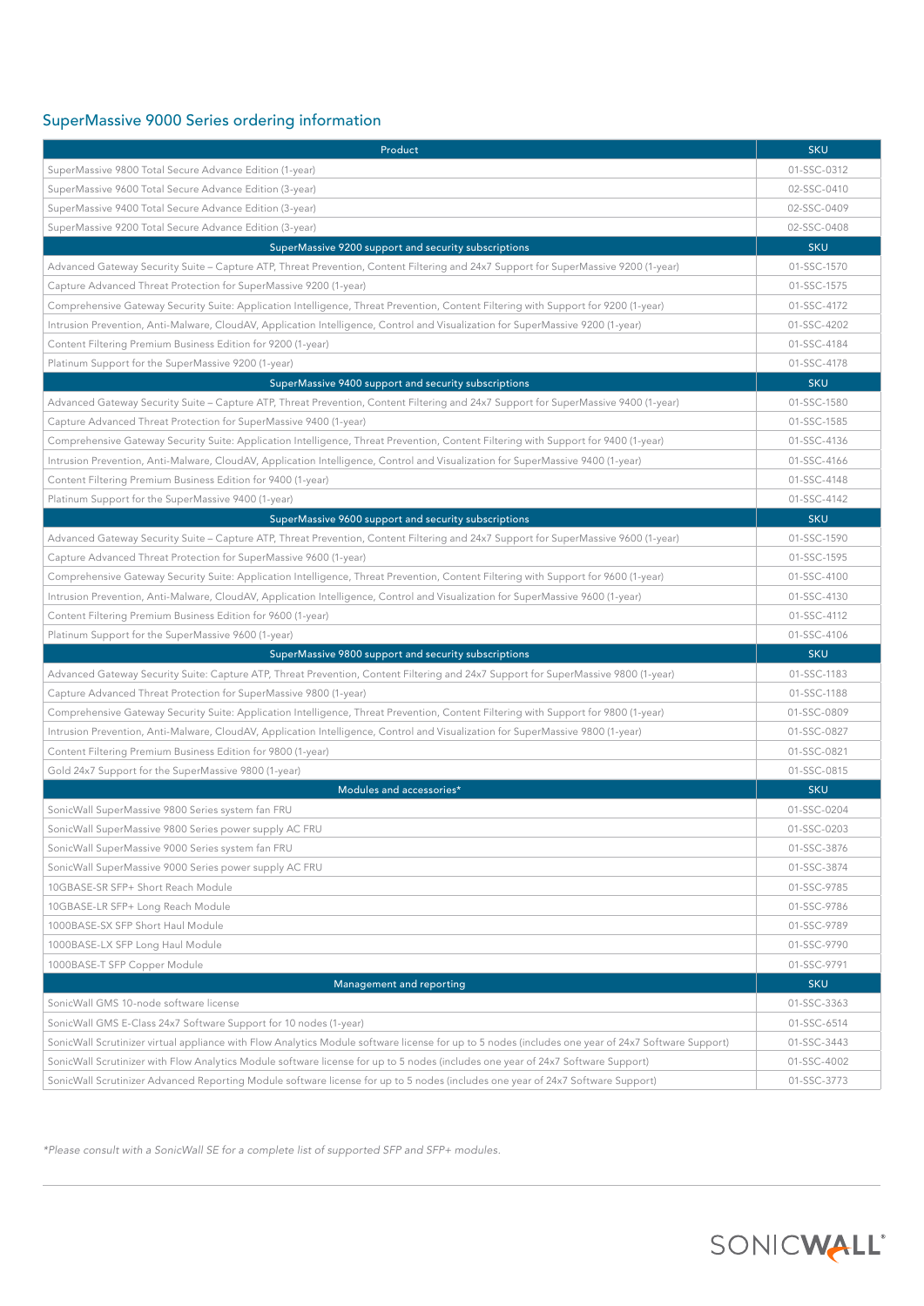## SuperMassive 9000 Series ordering information

| Product | SKU |
|---|---|
| SuperMassive 9800 Total Secure Advance Edition (1-year) | 01-SSC-0312 |
| SuperMassive 9600 Total Secure Advance Edition (3-year) | 02-SSC-0410 |
| SuperMassive 9400 Total Secure Advance Edition (3-year) | 02-SSC-0409 |
| SuperMassive 9200 Total Secure Advance Edition (3-year) | 02-SSC-0408 |
| **SuperMassive 9200 support and security subscriptions** | **SKU** |
| Advanced Gateway Security Suite – Capture ATP, Threat Prevention, Content Filtering and 24x7 Support for SuperMassive 9200 (1-year) | 01-SSC-1570 |
| Capture Advanced Threat Protection for SuperMassive 9200 (1-year) | 01-SSC-1575 |
| Comprehensive Gateway Security Suite: Application Intelligence, Threat Prevention, Content Filtering with Support for 9200 (1-year) | 01-SSC-4172 |
| Intrusion Prevention, Anti-Malware, CloudAV, Application Intelligence, Control and Visualization for SuperMassive 9200 (1-year) | 01-SSC-4202 |
| Content Filtering Premium Business Edition for 9200 (1-year) | 01-SSC-4184 |
| Platinum Support for the SuperMassive 9200 (1-year) | 01-SSC-4178 |
| **SuperMassive 9400 support and security subscriptions** | **SKU** |
| Advanced Gateway Security Suite – Capture ATP, Threat Prevention, Content Filtering and 24x7 Support for SuperMassive 9400 (1-year) | 01-SSC-1580 |
| Capture Advanced Threat Protection for SuperMassive 9400 (1-year) | 01-SSC-1585 |
| Comprehensive Gateway Security Suite: Application Intelligence, Threat Prevention, Content Filtering with Support for 9400 (1-year) | 01-SSC-4136 |
| Intrusion Prevention, Anti-Malware, CloudAV, Application Intelligence, Control and Visualization for SuperMassive 9400 (1-year) | 01-SSC-4166 |
| Content Filtering Premium Business Edition for 9400 (1-year) | 01-SSC-4148 |
| Platinum Support for the SuperMassive 9400 (1-year) | 01-SSC-4142 |
| **SuperMassive 9600 support and security subscriptions** | **SKU** |
| Advanced Gateway Security Suite – Capture ATP, Threat Prevention, Content Filtering and 24x7 Support for SuperMassive 9600 (1-year) | 01-SSC-1590 |
| Capture Advanced Threat Protection for SuperMassive 9600 (1-year) | 01-SSC-1595 |
| Comprehensive Gateway Security Suite: Application Intelligence, Threat Prevention, Content Filtering with Support for 9600 (1-year) | 01-SSC-4100 |
| Intrusion Prevention, Anti-Malware, CloudAV, Application Intelligence, Control and Visualization for SuperMassive 9600 (1-year) | 01-SSC-4130 |
| Content Filtering Premium Business Edition for 9600 (1-year) | 01-SSC-4112 |
| Platinum Support for the SuperMassive 9600 (1-year) | 01-SSC-4106 |
| **SuperMassive 9800 support and security subscriptions** | **SKU** |
| Advanced Gateway Security Suite: Capture ATP, Threat Prevention, Content Filtering and 24x7 Support for SuperMassive 9800 (1-year) | 01-SSC-1183 |
| Capture Advanced Threat Protection for SuperMassive 9800 (1-year) | 01-SSC-1188 |
| Comprehensive Gateway Security Suite: Application Intelligence, Threat Prevention, Content Filtering with Support for 9800 (1-year) | 01-SSC-0809 |
| Intrusion Prevention, Anti-Malware, CloudAV, Application Intelligence, Control and Visualization for SuperMassive 9800 (1-year) | 01-SSC-0827 |
| Content Filtering Premium Business Edition for 9800 (1-year) | 01-SSC-0821 |
| Gold 24x7 Support for the SuperMassive 9800 (1-year) | 01-SSC-0815 |
| **Modules and accessories*** | **SKU** |
| SonicWall SuperMassive 9800 Series system fan FRU | 01-SSC-0204 |
| SonicWall SuperMassive 9800 Series power supply AC FRU | 01-SSC-0203 |
| SonicWall SuperMassive 9000 Series system fan FRU | 01-SSC-3876 |
| SonicWall SuperMassive 9000 Series power supply AC FRU | 01-SSC-3874 |
| 10GBASE-SR SFP+ Short Reach Module | 01-SSC-9785 |
| 10GBASE-LR SFP+ Long Reach Module | 01-SSC-9786 |
| 1000BASE-SX SFP Short Haul Module | 01-SSC-9789 |
| 1000BASE-LX SFP Long Haul Module | 01-SSC-9790 |
| 1000BASE-T SFP Copper Module | 01-SSC-9791 |
| **Management and reporting** | **SKU** |
| SonicWall GMS 10-node software license | 01-SSC-3363 |
| SonicWall GMS E-Class 24x7 Software Support for 10 nodes (1-year) | 01-SSC-6514 |
| SonicWall Scrutinizer virtual appliance with Flow Analytics Module software license for up to 5 nodes (includes one year of 24x7 Software Support) | 01-SSC-3443 |
| SonicWall Scrutinizer with Flow Analytics Module software license for up to 5 nodes (includes one year of 24x7 Software Support) | 01-SSC-4002 |
| SonicWall Scrutinizer Advanced Reporting Module software license for up to 5 nodes (includes one year of 24x7 Software Support) | 01-SSC-3773 |

*Please consult with a SonicWall SE for a complete list of supported SFP and SFP+ modules.*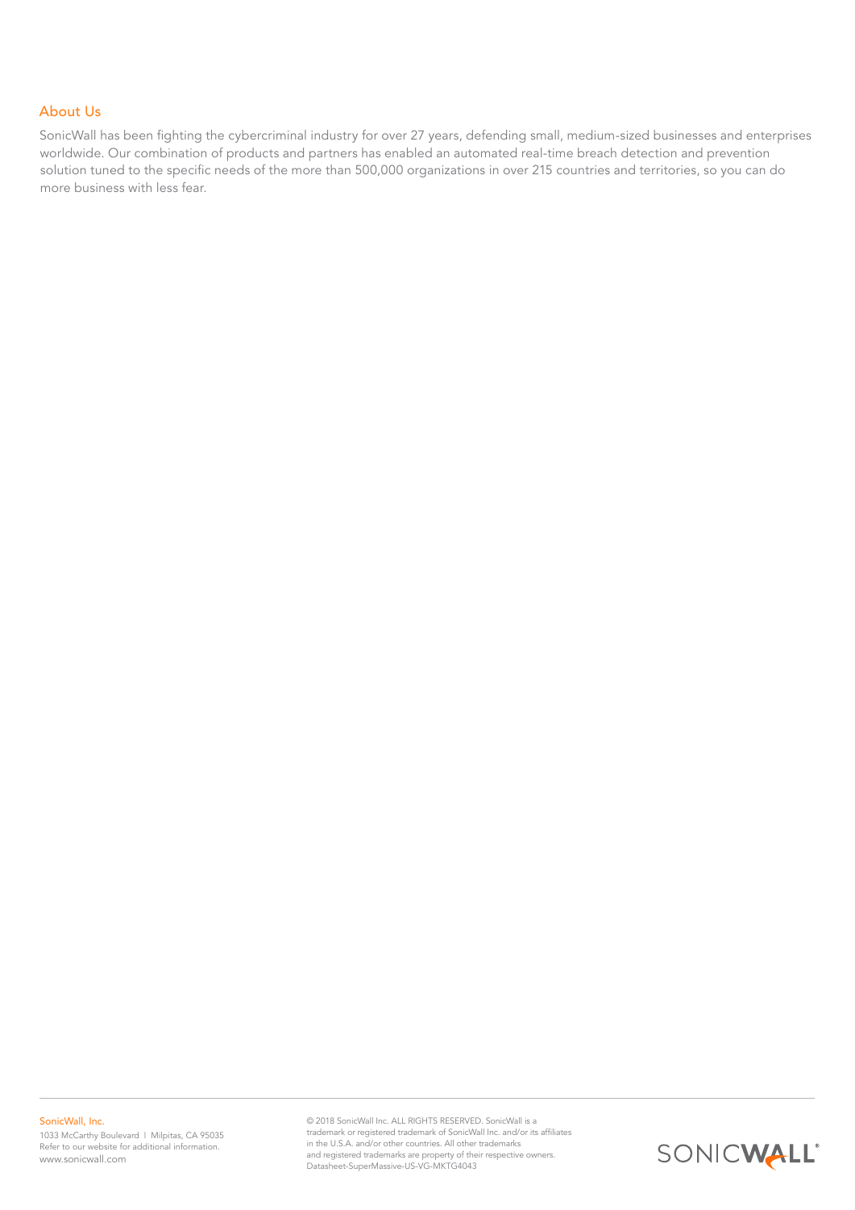## About Us

SonicWall has been fighting the cybercriminal industry for over 27 years, defending small, medium-sized businesses and enterprises worldwide. Our combination of products and partners has enabled an automated real-time breach detection and prevention solution tuned to the specific needs of the more than 500,000 organizations in over 215 countries and territories, so you can do more business with less fear.

SonicWall, Inc.
1033 McCarthy Boulevard | Milpitas, CA 95035
Refer to our website for additional information.
www.sonicwall.com

© 2018 SonicWall Inc. ALL RIGHTS RESERVED. SonicWall is a trademark or registered trademark of SonicWall Inc. and/or its affiliates in the U.S.A. and/or other countries. All other trademarks and registered trademarks are property of their respective owners.
Datasheet-SuperMassive-US-VG-MKTG4043

SONICWALL®